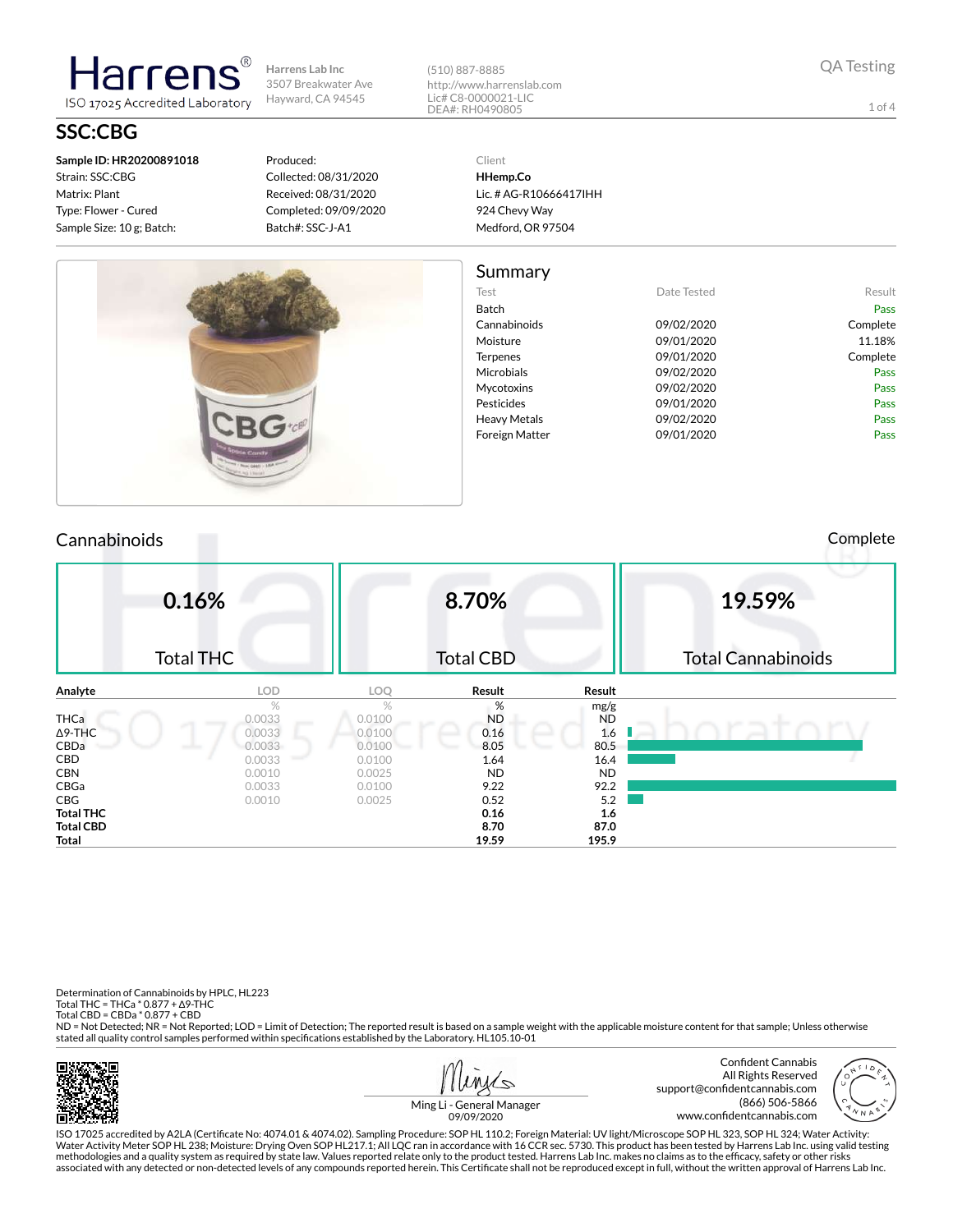# Harrens

ISO 17025 Accredited Laboratory

Harrens Lab Inc
3507 Breakwater Ave
Hayward, CA 94545

(510) 887-8885
http://www.harrenslab.com
Lic# C8-0000021-LIC
DEA#: RH0490805

QA Testing

## SSC:CBG

**Sample ID: HR20200891018**
Strain: SSC:CBG
Matrix: Plant
Type: Flower - Cured
Sample Size: 10 g; Batch:

Produced:
Collected: 08/31/2020
Received: 08/31/2020
Completed: 09/09/2020
Batch#: SSC-J-A1

Client
**HHemp.Co**
Lic. # AG-R10666417IHH
924 Chevy Way
Medford, OR 97504

## Summary

| Test | Date Tested | Result |
|---|---|---|
| Batch | | Pass |
| Cannabinoids | 09/02/2020 | Complete |
| Moisture | 09/01/2020 | 11.18% |
| Terpenes | 09/01/2020 | Complete |
| Microbials | 09/02/2020 | Pass |
| Mycotoxins | 09/02/2020 | Pass |
| Pesticides | 09/01/2020 | Pass |
| Heavy Metals | 09/02/2020 | Pass |
| Foreign Matter | 09/01/2020 | Pass |

## Cannabinoids

Complete

| 0.16% | 8.70% | 19.59% |
|---|---|---|
| Total THC | Total CBD | Total Cannabinoids |

| Analyte | LOD | LOQ | Result | Result |
|---|---|---|---|---|
| | % | % | % | mg/g |
| THCa | 0.0033 | 0.0100 | ND | ND |
| Δ9-THC | 0.0033 | 0.0100 | 0.16 | 1.6 |
| CBDa | 0.0033 | 0.0100 | 8.05 | 80.5 |
| CBD | 0.0033 | 0.0100 | 1.64 | 16.4 |
| CBN | 0.0010 | 0.0025 | ND | ND |
| CBGa | 0.0033 | 0.0100 | 9.22 | 92.2 |
| CBG | 0.0010 | 0.0025 | 0.52 | 5.2 |
| **Total THC** | | | **0.16** | **1.6** |
| **Total CBD** | | | **8.70** | **87.0** |
| **Total** | | | **19.59** | **195.9** |

Determination of Cannabinoids by HPLC, HL223
Total THC = THCa * 0.877 + Δ9-THC
Total CBD = CBDa * 0.877 + CBD
ND = Not Detected; NR = Not Reported; LOD = Limit of Detection; The reported result is based on a sample weight with the applicable moisture content for that sample; Unless otherwise stated all quality control samples performed within specifications established by the Laboratory. HL105.10-01

Ming Li - General Manager
09/09/2020

Confident Cannabis
All Rights Reserved
support@confidentcannabis.com
(866) 506-5866
www.confidentcannabis.com

ISO 17025 accredited by A2LA (Certificate No: 4074.01 & 4074.02). Sampling Procedure: SOP HL 110.2; Foreign Material: UV light/Microscope SOP HL 323, SOP HL 324; Water Activity: Water Activity Meter SOP HL 238; Moisture: Drying Oven SOP HL217.1; All LQC ran in accordance with 16 CCR sec. 5730. This product has been tested by Harrens Lab Inc. using valid testing methodologies and a quality system as required by state law. Values reported relate only to the product tested. Harrens Lab Inc. makes no claims as to the efficacy, safety or other risks associated with any detected or non-detected levels of any compounds reported herein. This Certificate shall not be reproduced except in full, without the written approval of Harrens Lab Inc.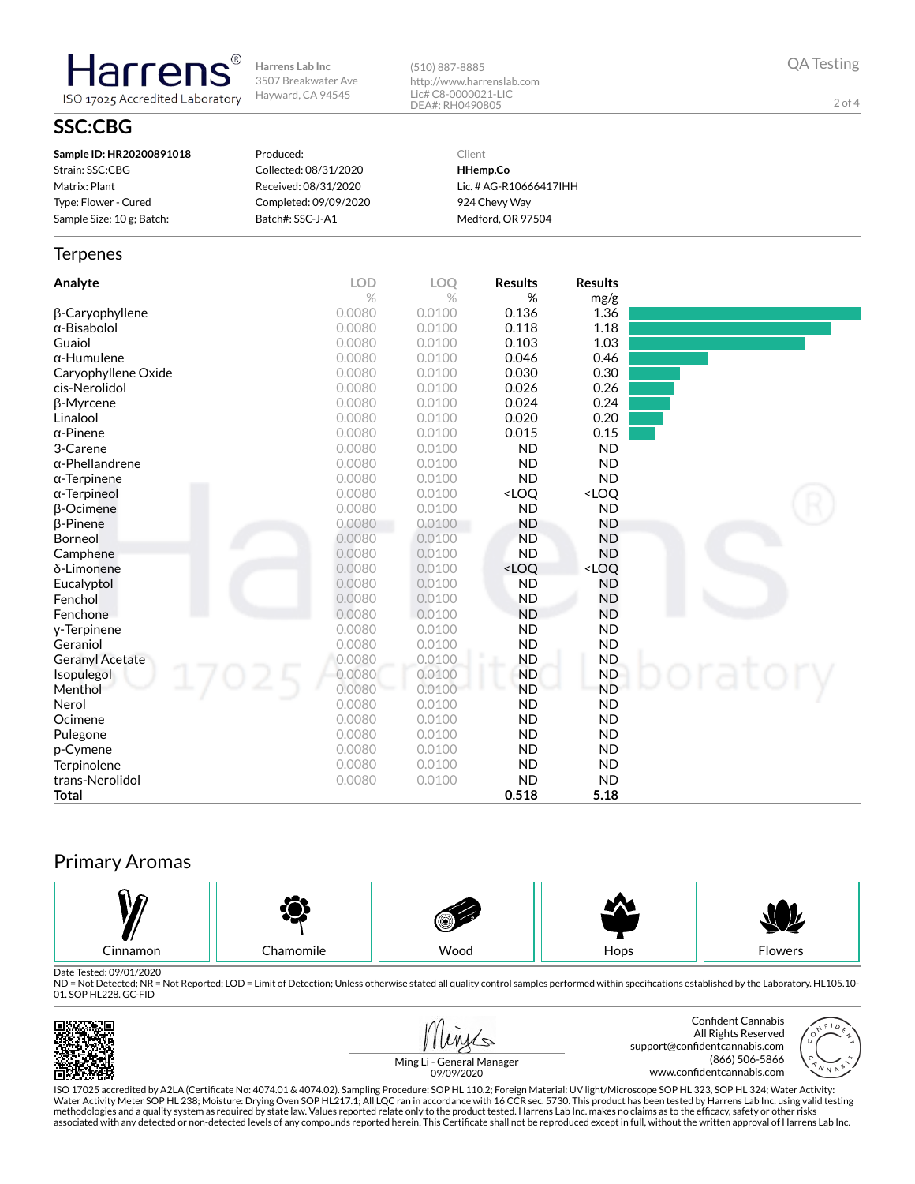Harrens
ISO 17025 Accredited Laboratory

Harrens Lab Inc
3507 Breakwater Ave
Hayward, CA 94545

(510) 887-8885
http://www.harrenslab.com
Lic# C8-0000021-LIC
DEA#: RH0490805

QA Testing

# SSC:CBG

**Sample ID: HR20200891018**
Strain: SSC:CBG
Matrix: Plant
Type: Flower - Cured
Sample Size: 10 g; Batch:

Produced:
Collected: 08/31/2020
Received: 08/31/2020
Completed: 09/09/2020
Batch#: SSC-J-A1

Client
**HHemp.Co**
Lic. # AG-R10666417IHH
924 Chevy Way
Medford, OR 97504

## Terpenes

| Analyte | LOD | LOQ | Results | Results |
|---|---|---|---|---|
| | % | % | % | mg/g |
| β-Caryophyllene | 0.0080 | 0.0100 | 0.136 | 1.36 |
| α-Bisabolol | 0.0080 | 0.0100 | 0.118 | 1.18 |
| Guaiol | 0.0080 | 0.0100 | 0.103 | 1.03 |
| α-Humulene | 0.0080 | 0.0100 | 0.046 | 0.46 |
| Caryophyllene Oxide | 0.0080 | 0.0100 | 0.030 | 0.30 |
| cis-Nerolidol | 0.0080 | 0.0100 | 0.026 | 0.26 |
| β-Myrcene | 0.0080 | 0.0100 | 0.024 | 0.24 |
| Linalool | 0.0080 | 0.0100 | 0.020 | 0.20 |
| α-Pinene | 0.0080 | 0.0100 | 0.015 | 0.15 |
| 3-Carene | 0.0080 | 0.0100 | ND | ND |
| α-Phellandrene | 0.0080 | 0.0100 | ND | ND |
| α-Terpinene | 0.0080 | 0.0100 | ND | ND |
| α-Terpineol | 0.0080 | 0.0100 | <LOQ | <LOQ |
| β-Ocimene | 0.0080 | 0.0100 | ND | ND |
| β-Pinene | 0.0080 | 0.0100 | ND | ND |
| Borneol | 0.0080 | 0.0100 | ND | ND |
| Camphene | 0.0080 | 0.0100 | ND | ND |
| δ-Limonene | 0.0080 | 0.0100 | <LOQ | <LOQ |
| Eucalyptol | 0.0080 | 0.0100 | ND | ND |
| Fenchol | 0.0080 | 0.0100 | ND | ND |
| Fenchone | 0.0080 | 0.0100 | ND | ND |
| γ-Terpinene | 0.0080 | 0.0100 | ND | ND |
| Geraniol | 0.0080 | 0.0100 | ND | ND |
| Geranyl Acetate | 0.0080 | 0.0100 | ND | ND |
| Isopulegol | 0.0080 | 0.0100 | ND | ND |
| Menthol | 0.0080 | 0.0100 | ND | ND |
| Nerol | 0.0080 | 0.0100 | ND | ND |
| Ocimene | 0.0080 | 0.0100 | ND | ND |
| Pulegone | 0.0080 | 0.0100 | ND | ND |
| p-Cymene | 0.0080 | 0.0100 | ND | ND |
| Terpinolene | 0.0080 | 0.0100 | ND | ND |
| trans-Nerolidol | 0.0080 | 0.0100 | ND | ND |
| **Total** | | | **0.518** | **5.18** |

## Primary Aromas

Cinnamon | Chamomile | Wood | Hops | Flowers

Date Tested: 09/01/2020
ND = Not Detected; NR = Not Reported; LOD = Limit of Detection; Unless otherwise stated all quality control samples performed within specifications established by the Laboratory. HL105.10-01. SOP HL228. GC-FID

Ming Li - General Manager
09/09/2020

Confident Cannabis
All Rights Reserved
support@confidentcannabis.com
(866) 506-5866
www.confidentcannabis.com

ISO 17025 accredited by A2LA (Certificate No: 4074.01 & 4074.02). Sampling Procedure: SOP HL 110.2; Foreign Material: UV light/Microscope SOP HL 323, SOP HL 324; Water Activity: Water Activity Meter SOP HL 238; Moisture: Drying Oven SOP HL217.1; All LQC ran in accordance with 16 CCR sec. 5730. This product has been tested by Harrens Lab Inc. using valid testing methodologies and a quality system as required by state law. Values reported relate only to the product tested. Harrens Lab Inc. makes no claims as to the efficacy, safety or other risks associated with any detected or non-detected levels of any compounds reported herein. This Certificate shall not be reproduced except in full, without the written approval of Harrens Lab Inc.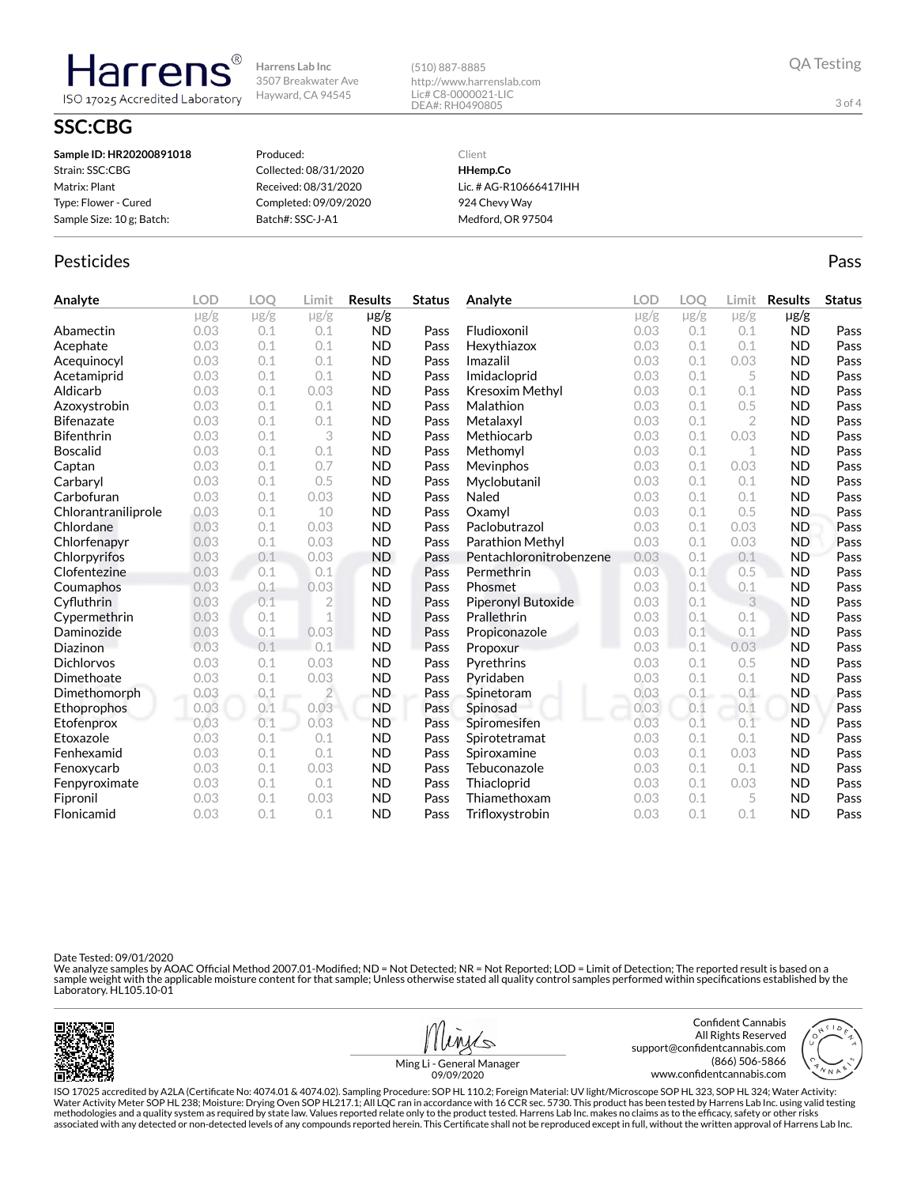Harrens® ISO 17025 Accredited Laboratory

Harrens Lab Inc
3507 Breakwater Ave
Hayward, CA 94545

(510) 887-8885
http://www.harrenslab.com
Lic# C8-0000021-LIC
DEA#: RH0490805

QA Testing

## SSC:CBG

**Sample ID: HR20200891018**
Strain: SSC:CBG
Matrix: Plant
Type: Flower - Cured
Sample Size: 10 g; Batch:

Produced:
Collected: 08/31/2020
Received: 08/31/2020
Completed: 09/09/2020
Batch#: SSC-J-A1

Client
**HHemp.Co**
Lic. # AG-R10666417IHH
924 Chevy Way
Medford, OR 97504

## Pesticides

Pass

| Analyte | LOD | LOQ | Limit | Results | Status |
|---|---|---|---|---|---|
| | µg/g | µg/g | µg/g | µg/g | |
| Abamectin | 0.03 | 0.1 | 0.1 | ND | Pass |
| Acephate | 0.03 | 0.1 | 0.1 | ND | Pass |
| Acequinocyl | 0.03 | 0.1 | 0.1 | ND | Pass |
| Acetamiprid | 0.03 | 0.1 | 0.1 | ND | Pass |
| Aldicarb | 0.03 | 0.1 | 0.03 | ND | Pass |
| Azoxystrobin | 0.03 | 0.1 | 0.1 | ND | Pass |
| Bifenazate | 0.03 | 0.1 | 0.1 | ND | Pass |
| Bifenthrin | 0.03 | 0.1 | 3 | ND | Pass |
| Boscalid | 0.03 | 0.1 | 0.1 | ND | Pass |
| Captan | 0.03 | 0.1 | 0.7 | ND | Pass |
| Carbaryl | 0.03 | 0.1 | 0.5 | ND | Pass |
| Carbofuran | 0.03 | 0.1 | 0.03 | ND | Pass |
| Chlorantraniliprole | 0.03 | 0.1 | 10 | ND | Pass |
| Chlordane | 0.03 | 0.1 | 0.03 | ND | Pass |
| Chlorfenapyr | 0.03 | 0.1 | 0.03 | ND | Pass |
| Chlorpyrifos | 0.03 | 0.1 | 0.03 | ND | Pass |
| Clofentezine | 0.03 | 0.1 | 0.1 | ND | Pass |
| Coumaphos | 0.03 | 0.1 | 0.03 | ND | Pass |
| Cyfluthrin | 0.03 | 0.1 | 2 | ND | Pass |
| Cypermethrin | 0.03 | 0.1 | 1 | ND | Pass |
| Daminozide | 0.03 | 0.1 | 0.03 | ND | Pass |
| Diazinon | 0.03 | 0.1 | 0.1 | ND | Pass |
| Dichlorvos | 0.03 | 0.1 | 0.03 | ND | Pass |
| Dimethoate | 0.03 | 0.1 | 0.03 | ND | Pass |
| Dimethomorph | 0.03 | 0.1 | 2 | ND | Pass |
| Ethoprophos | 0.03 | 0.1 | 0.03 | ND | Pass |
| Etofenprox | 0.03 | 0.1 | 0.03 | ND | Pass |
| Etoxazole | 0.03 | 0.1 | 0.1 | ND | Pass |
| Fenhexamid | 0.03 | 0.1 | 0.1 | ND | Pass |
| Fenoxycarb | 0.03 | 0.1 | 0.03 | ND | Pass |
| Fenpyroximate | 0.03 | 0.1 | 0.1 | ND | Pass |
| Fipronil | 0.03 | 0.1 | 0.03 | ND | Pass |
| Flonicamid | 0.03 | 0.1 | 0.1 | ND | Pass |
| Fludioxonil | 0.03 | 0.1 | 0.1 | ND | Pass |
| Hexythiazox | 0.03 | 0.1 | 0.1 | ND | Pass |
| Imazalil | 0.03 | 0.1 | 0.03 | ND | Pass |
| Imidacloprid | 0.03 | 0.1 | 5 | ND | Pass |
| Kresoxim Methyl | 0.03 | 0.1 | 0.1 | ND | Pass |
| Malathion | 0.03 | 0.1 | 0.5 | ND | Pass |
| Metalaxyl | 0.03 | 0.1 | 2 | ND | Pass |
| Methiocarb | 0.03 | 0.1 | 0.03 | ND | Pass |
| Methomyl | 0.03 | 0.1 | 1 | ND | Pass |
| Mevinphos | 0.03 | 0.1 | 0.03 | ND | Pass |
| Myclobutanil | 0.03 | 0.1 | 0.1 | ND | Pass |
| Naled | 0.03 | 0.1 | 0.1 | ND | Pass |
| Oxamyl | 0.03 | 0.1 | 0.5 | ND | Pass |
| Paclobutrazol | 0.03 | 0.1 | 0.03 | ND | Pass |
| Parathion Methyl | 0.03 | 0.1 | 0.03 | ND | Pass |
| Pentachloronitrobenzene | 0.03 | 0.1 | 0.1 | ND | Pass |
| Permethrin | 0.03 | 0.1 | 0.5 | ND | Pass |
| Phosmet | 0.03 | 0.1 | 0.1 | ND | Pass |
| Piperonyl Butoxide | 0.03 | 0.1 | 3 | ND | Pass |
| Prallethrin | 0.03 | 0.1 | 0.1 | ND | Pass |
| Propiconazole | 0.03 | 0.1 | 0.1 | ND | Pass |
| Propoxur | 0.03 | 0.1 | 0.03 | ND | Pass |
| Pyrethrins | 0.03 | 0.1 | 0.5 | ND | Pass |
| Pyridaben | 0.03 | 0.1 | 0.1 | ND | Pass |
| Spinetoram | 0.03 | 0.1 | 0.1 | ND | Pass |
| Spinosad | 0.03 | 0.1 | 0.1 | ND | Pass |
| Spiromesifen | 0.03 | 0.1 | 0.1 | ND | Pass |
| Spirotetramat | 0.03 | 0.1 | 0.1 | ND | Pass |
| Spiroxamine | 0.03 | 0.1 | 0.03 | ND | Pass |
| Tebuconazole | 0.03 | 0.1 | 0.1 | ND | Pass |
| Thiacloprid | 0.03 | 0.1 | 0.03 | ND | Pass |
| Thiamethoxam | 0.03 | 0.1 | 5 | ND | Pass |
| Trifloxystrobin | 0.03 | 0.1 | 0.1 | ND | Pass |

Date Tested: 09/01/2020
We analyze samples by AOAC Official Method 2007.01-Modified; ND = Not Detected; NR = Not Reported; LOD = Limit of Detection; The reported result is based on a sample weight with the applicable moisture content for that sample; Unless otherwise stated all quality control samples performed within specifications established by the Laboratory. HL105.10-01

Ming Li - General Manager
09/09/2020

Confident Cannabis
All Rights Reserved
support@confidentcannabis.com
(866) 506-5866
www.confidentcannabis.com

ISO 17025 accredited by A2LA (Certificate No: 4074.01 & 4074.02). Sampling Procedure: SOP HL 110.2; Foreign Material: UV light/Microscope SOP HL 323, SOP HL 324; Water Activity: Water Activity Meter SOP HL 238; Moisture: Drying Oven SOP HL217.1; All LQC ran in accordance with 16 CCR sec. 5730. This product has been tested by Harrens Lab Inc. using valid testing methodologies and a quality system as required by state law. Values reported relate only to the product tested. Harrens Lab Inc. makes no claims as to the efficacy, safety or other risks associated with any detected or non-detected levels of any compounds reported herein. This Certificate shall not be reproduced except in full, without the written approval of Harrens Lab Inc.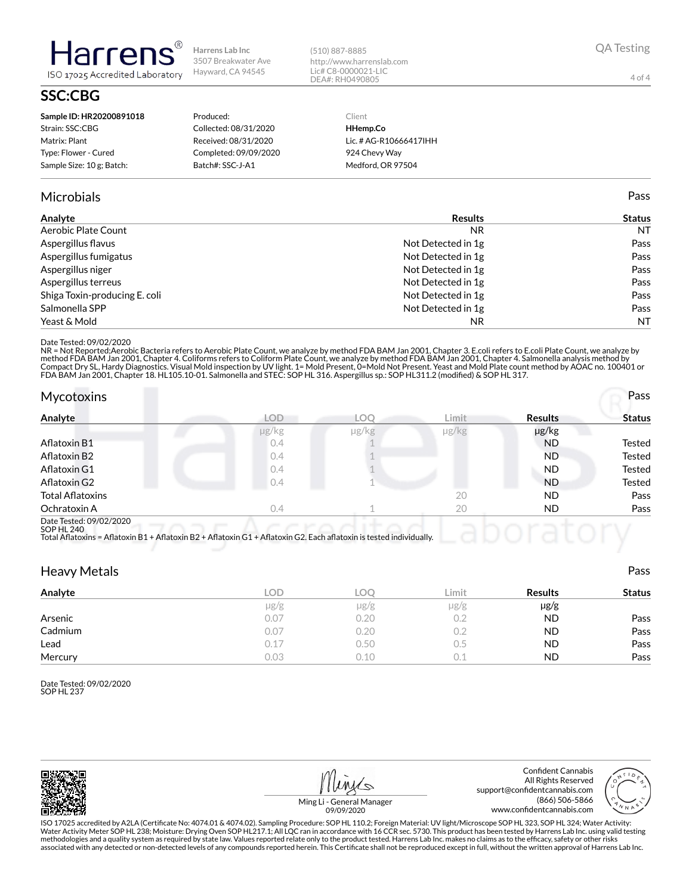**Harrens** ISO 17025 Accredited Laboratory

Harrens Lab Inc
3507 Breakwater Ave
Hayward, CA 94545

(510) 887-8885
http://www.harrenslab.com
Lic# C8-0000021-LIC
DEA#: RH0490805

QA Testing

# SSC:CBG

| | | |
|---|---|---|
| **Sample ID: HR20200891018** | Produced: | Client |
| Strain: SSC:CBG | Collected: 08/31/2020 | **HHemp.Co** |
| Matrix: Plant | Received: 08/31/2020 | Lic. # AG-R10666417IHH |
| Type: Flower - Cured | Completed: 09/09/2020 | 924 Chevy Way |
| Sample Size: 10 g; Batch: | Batch#: SSC-J-A1 | Medford, OR 97504 |

## Microbials

Pass

| Analyte | Results | Status |
|---|---|---|
| Aerobic Plate Count | NR | NT |
| Aspergillus flavus | Not Detected in 1g | Pass |
| Aspergillus fumigatus | Not Detected in 1g | Pass |
| Aspergillus niger | Not Detected in 1g | Pass |
| Aspergillus terreus | Not Detected in 1g | Pass |
| Shiga Toxin-producing E. coli | Not Detected in 1g | Pass |
| Salmonella SPP | Not Detected in 1g | Pass |
| Yeast & Mold | NR | NT |

Date Tested: 09/02/2020
NR = Not Reported;Aerobic Bacteria refers to Aerobic Plate Count, we analyze by method FDA BAM Jan 2001, Chapter 3. E.coli refers to E.coli Plate Count, we analyze by method FDA BAM Jan 2001, Chapter 4. Coliforms refers to Coliform Plate Count, we analyze by method FDA BAM Jan 2001, Chapter 4. Salmonella analysis method by Compact Dry SL, Hardy Diagnostics. Visual Mold inspection by UV light. 1= Mold Present, 0=Mold Not Present. Yeast and Mold Plate count method by AOAC no. 100401 or FDA BAM Jan 2001, Chapter 18. HL105.10-01. Salmonella and STEC: SOP HL 316. Aspergillus sp.: SOP HL311.2 (modified) & SOP HL 317.

## Mycotoxins

Pass

| Analyte | LOD | LOQ | Limit | Results | Status |
|---|---|---|---|---|---|
| | μg/kg | μg/kg | μg/kg | μg/kg | |
| Aflatoxin B1 | 0.4 | 1 | | ND | Tested |
| Aflatoxin B2 | 0.4 | 1 | | ND | Tested |
| Aflatoxin G1 | 0.4 | 1 | | ND | Tested |
| Aflatoxin G2 | 0.4 | 1 | | ND | Tested |
| Total Aflatoxins | | | 20 | ND | Pass |
| Ochratoxin A | 0.4 | 1 | 20 | ND | Pass |

Date Tested: 09/02/2020
SOP HL 240
Total Aflatoxins = Aflatoxin B1 + Aflatoxin B2 + Aflatoxin G1 + Aflatoxin G2. Each aflatoxin is tested individually.

## Heavy Metals

Pass

| Analyte | LOD | LOQ | Limit | Results | Status |
|---|---|---|---|---|---|
| | μg/g | μg/g | μg/g | μg/g | |
| Arsenic | 0.07 | 0.20 | 0.2 | ND | Pass |
| Cadmium | 0.07 | 0.20 | 0.2 | ND | Pass |
| Lead | 0.17 | 0.50 | 0.5 | ND | Pass |
| Mercury | 0.03 | 0.10 | 0.1 | ND | Pass |

Date Tested: 09/02/2020
SOP HL 237

Ming Li - General Manager
09/09/2020

Confident Cannabis
All Rights Reserved
support@confidentcannabis.com
(866) 506-5866
www.confidentcannabis.com

ISO 17025 accredited by A2LA (Certificate No: 4074.01 & 4074.02). Sampling Procedure: SOP HL 110.2; Foreign Material: UV light/Microscope SOP HL 323, SOP HL 324; Water Activity: Water Activity Meter SOP HL 238; Moisture: Drying Oven SOP HL217.1; All LQC ran in accordance with 16 CCR sec. 5730. This product has been tested by Harrens Lab Inc. using valid testing methodologies and a quality system as required by state law. Values reported relate only to the product tested. Harrens Lab Inc. makes no claims as to the efficacy, safety or other risks associated with any detected or non-detected levels of any compounds reported herein. This Certificate shall not be reproduced except in full, without the written approval of Harrens Lab Inc.